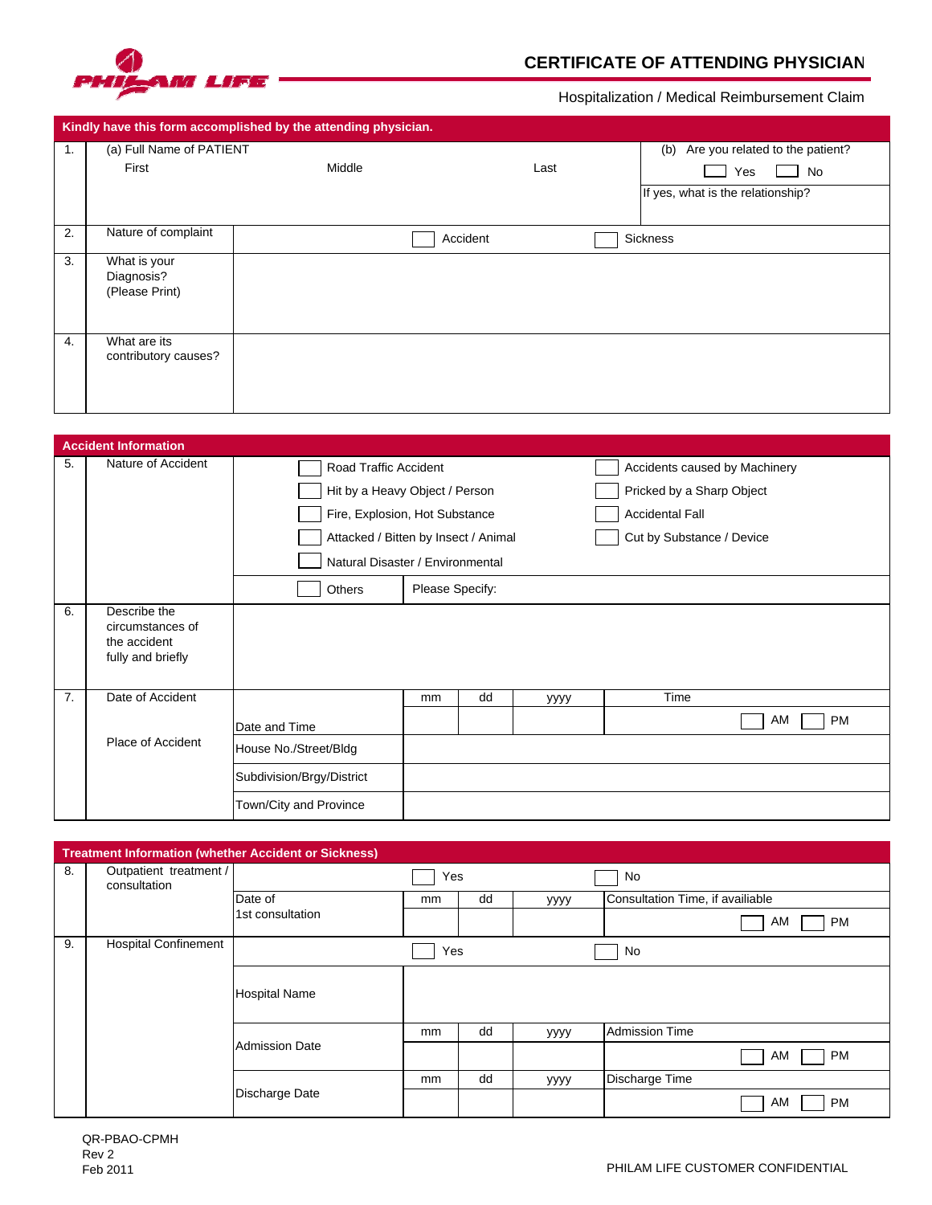PHILAM LIFE

# CERTIFICATE OF ATTENDING PHYSICIAN

Hospitalization / Medical Reimbursement Claim

**Kindly have this form accomplished by the attending physician.**

| | | | | |
|---|---|---|---|---|
| 1. | (a) Full Name of PATIENT<br>First &nbsp;&nbsp;&nbsp; Middle &nbsp;&nbsp;&nbsp; Last | | | (b) Are you related to the patient?<br>☐ Yes ☐ No<br>If yes, what is the relationship? |
| 2. | Nature of complaint | ☐ Accident | ☐ Sickness | |
| 3. | What is your Diagnosis? (Please Print) | | | |
| 4. | What are its contributory causes? | | | |

**Accident Information**

| | | | |
|---|---|---|---|
| 5. | Nature of Accident | ☐ Road Traffic Accident<br>☐ Hit by a Heavy Object / Person<br>☐ Fire, Explosion, Hot Substance<br>☐ Attacked / Bitten by Insect / Animal<br>☐ Natural Disaster / Environmental | ☐ Accidents caused by Machinery<br>☐ Pricked by a Sharp Object<br>☐ Accidental Fall<br>☐ Cut by Substance / Device |
| | | ☐ Others | Please Specify: |
| 6. | Describe the circumstances of the accident fully and briefly | | |

| | | | mm | dd | yyyy | Time |
|---|---|---|---|---|---|---|
| 7. | Date of Accident | Date and Time | | | | ☐ AM ☐ PM |
| | Place of Accident | House No./Street/Bldg | | | | |
| | | Subdivision/Brgy/District | | | | |
| | | Town/City and Province | | | | |

**Treatment Information (whether Accident or Sickness)**

| | | | | | | |
|---|---|---|---|---|---|---|
| 8. | Outpatient treatment / consultation | | ☐ Yes | | | ☐ No |
| | | Date of 1st consultation | mm | dd | yyyy | Consultation Time, if availiable<br>☐ AM ☐ PM |
| 9. | Hospital Confinement | | ☐ Yes | | | ☐ No |
| | | Hospital Name | | | | |
| | | Admission Date | mm | dd | yyyy | Admission Time<br>☐ AM ☐ PM |
| | | Discharge Date | mm | dd | yyyy | Discharge Time<br>☐ AM ☐ PM |

QR-PBAO-CPMH
Rev 2
Feb 2011

PHILAM LIFE CUSTOMER CONFIDENTIAL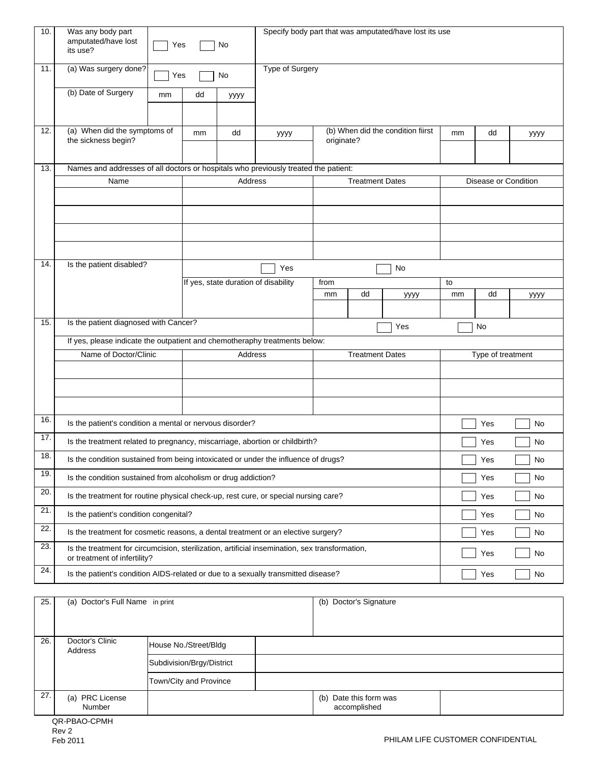| | | | | |
|---|---|---|---|---|
| 10. | Was any body part amputated/have lost its use? | ☐ Yes ☐ No | Specify body part that was amputated/have lost its use | |
| 11. | (a) Was surgery done? | ☐ Yes ☐ No | Type of Surgery | |
| | (b) Date of Surgery | mm / dd / yyyy | | |
| 12. | (a) When did the symptoms of the sickness begin? | mm / dd / yyyy | (b) When did the condition fiirst originate? | mm / dd / yyyy |

13. Names and addresses of all doctors or hospitals who previously treated the patient:

| Name | Address | Treatment Dates | Disease or Condition |
|---|---|---|---|
| | | | |
| | | | |
| | | | |
| | | | |

| | | | | |
|---|---|---|---|---|
| 14. | Is the patient disabled? | ☐ Yes ☐ No | | |
| | | If yes, state duration of disability | from mm / dd / yyyy | to mm / dd / yyyy |

15. Is the patient diagnosed with Cancer? ☐ Yes ☐ No

If yes, please indicate the outpatient and chemotheraphy treatments below:

| Name of Doctor/Clinic | Address | Treatment Dates | Type of treatment |
|---|---|---|---|
| | | | |
| | | | |
| | | | |

| | | | |
|---|---|---|---|
| 16. | Is the patient's condition a mental or nervous disorder? | ☐ Yes | ☐ No |
| 17. | Is the treatment related to pregnancy, miscarriage, abortion or childbirth? | ☐ Yes | ☐ No |
| 18. | Is the condition sustained from being intoxicated or under the influence of drugs? | ☐ Yes | ☐ No |
| 19. | Is the condition sustained from alcoholism or drug addiction? | ☐ Yes | ☐ No |
| 20. | Is the treatment for routine physical check-up, rest cure, or special nursing care? | ☐ Yes | ☐ No |
| 21. | Is the patient's condition congenital? | ☐ Yes | ☐ No |
| 22. | Is the treatment for cosmetic reasons, a dental treatment or an elective surgery? | ☐ Yes | ☐ No |
| 23. | Is the treatment for circumcision, sterilization, artificial insemination, sex transformation, or treatment of infertility? | ☐ Yes | ☐ No |
| 24. | Is the patient's condition AIDS-related or due to a sexually transmitted disease? | ☐ Yes | ☐ No |

| | | | | |
|---|---|---|---|---|
| 25. | (a) Doctor's Full Name in print | | (b) Doctor's Signature | |
| 26. | Doctor's Clinic Address | House No./Street/Bldg | | |
| | | Subdivision/Brgy/District | | |
| | | Town/City and Province | | |
| 27. | (a) PRC License Number | | (b) Date this form was accomplished | |

QR-PBAO-CPMH
Rev 2
Feb 2011

PHILAM LIFE CUSTOMER CONFIDENTIAL